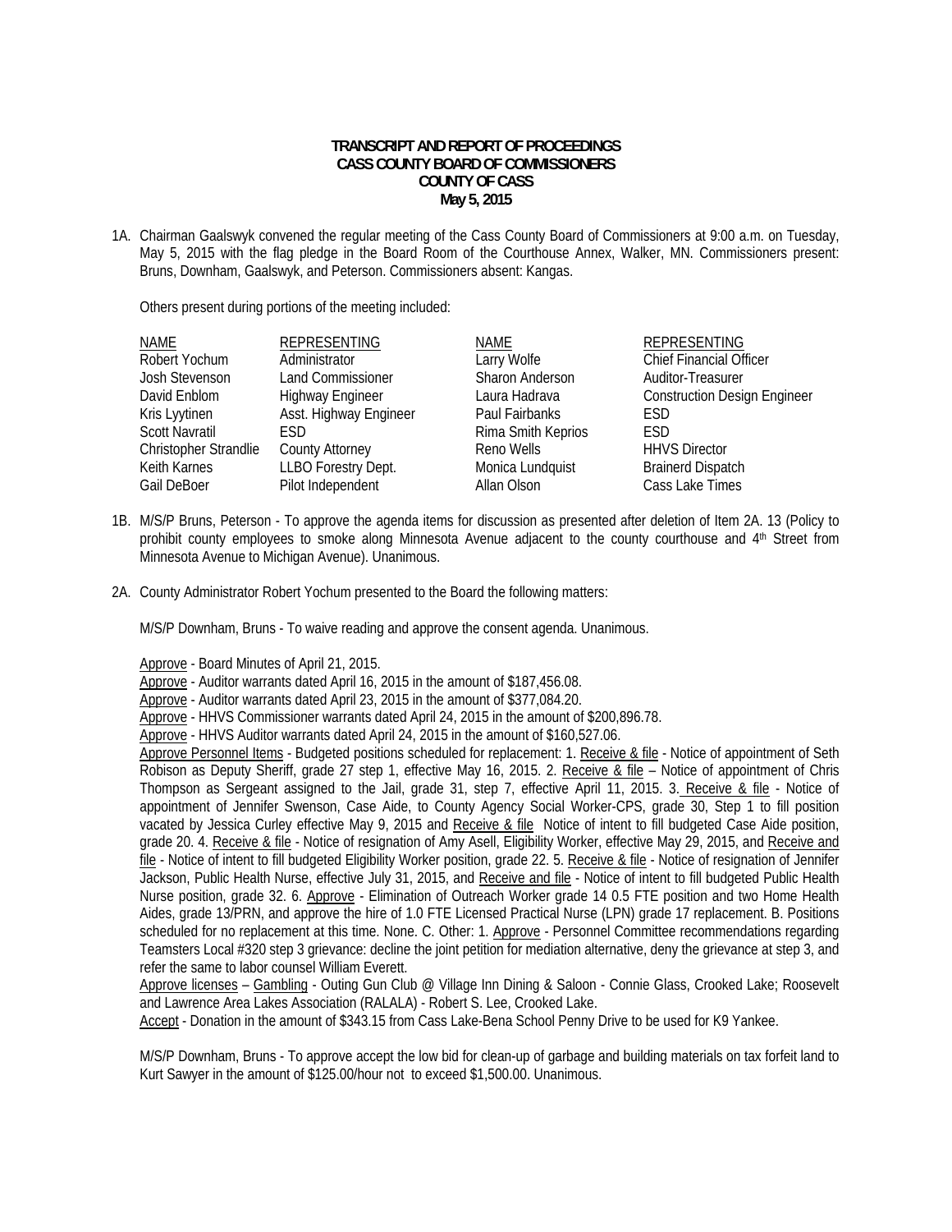**TRANSCRIPT AND REPORT OF PROCEEDINGS**
**CASS COUNTY BOARD OF COMMISSIONERS**
**COUNTY OF CASS**
**May 5, 2015**

1A. Chairman Gaalswyk convened the regular meeting of the Cass County Board of Commissioners at 9:00 a.m. on Tuesday, May 5, 2015 with the flag pledge in the Board Room of the Courthouse Annex, Walker, MN. Commissioners present: Bruns, Downham, Gaalswyk, and Peterson. Commissioners absent: Kangas.

Others present during portions of the meeting included:

| NAME | REPRESENTING | NAME | REPRESENTING |
|---|---|---|---|
| Robert Yochum | Administrator | Larry Wolfe | Chief Financial Officer |
| Josh Stevenson | Land Commissioner | Sharon Anderson | Auditor-Treasurer |
| David Enblom | Highway Engineer | Laura Hadrava | Construction Design Engineer |
| Kris Lyytinen | Asst. Highway Engineer | Paul Fairbanks | ESD |
| Scott Navratil | ESD | Rima Smith Keprios | ESD |
| Christopher Strandlie | County Attorney | Reno Wells | HHVS Director |
| Keith Karnes | LLBO Forestry Dept. | Monica Lundquist | Brainerd Dispatch |
| Gail DeBoer | Pilot Independent | Allan Olson | Cass Lake Times |

1B. M/S/P Bruns, Peterson - To approve the agenda items for discussion as presented after deletion of Item 2A. 13 (Policy to prohibit county employees to smoke along Minnesota Avenue adjacent to the county courthouse and 4th Street from Minnesota Avenue to Michigan Avenue). Unanimous.

2A. County Administrator Robert Yochum presented to the Board the following matters:

M/S/P Downham, Bruns - To waive reading and approve the consent agenda. Unanimous.

Approve - Board Minutes of April 21, 2015.
Approve - Auditor warrants dated April 16, 2015 in the amount of $187,456.08.
Approve - Auditor warrants dated April 23, 2015 in the amount of $377,084.20.
Approve - HHVS Commissioner warrants dated April 24, 2015 in the amount of $200,896.78.
Approve - HHVS Auditor warrants dated April 24, 2015 in the amount of $160,527.06.
Approve Personnel Items - Budgeted positions scheduled for replacement: 1. Receive & file - Notice of appointment of Seth Robison as Deputy Sheriff, grade 27 step 1, effective May 16, 2015. 2. Receive & file – Notice of appointment of Chris Thompson as Sergeant assigned to the Jail, grade 31, step 7, effective April 11, 2015. 3. Receive & file - Notice of appointment of Jennifer Swenson, Case Aide, to County Agency Social Worker-CPS, grade 30, Step 1 to fill position vacated by Jessica Curley effective May 9, 2015 and Receive & file Notice of intent to fill budgeted Case Aide position, grade 20. 4. Receive & file - Notice of resignation of Amy Asell, Eligibility Worker, effective May 29, 2015, and Receive and file - Notice of intent to fill budgeted Eligibility Worker position, grade 22. 5. Receive & file - Notice of resignation of Jennifer Jackson, Public Health Nurse, effective July 31, 2015, and Receive and file - Notice of intent to fill budgeted Public Health Nurse position, grade 32. 6. Approve - Elimination of Outreach Worker grade 14 0.5 FTE position and two Home Health Aides, grade 13/PRN, and approve the hire of 1.0 FTE Licensed Practical Nurse (LPN) grade 17 replacement. B. Positions scheduled for no replacement at this time. None. C. Other: 1. Approve - Personnel Committee recommendations regarding Teamsters Local #320 step 3 grievance: decline the joint petition for mediation alternative, deny the grievance at step 3, and refer the same to labor counsel William Everett.
Approve licenses – Gambling - Outing Gun Club @ Village Inn Dining & Saloon - Connie Glass, Crooked Lake; Roosevelt and Lawrence Area Lakes Association (RALALA) - Robert S. Lee, Crooked Lake.
Accept - Donation in the amount of $343.15 from Cass Lake-Bena School Penny Drive to be used for K9 Yankee.

M/S/P Downham, Bruns - To approve accept the low bid for clean-up of garbage and building materials on tax forfeit land to Kurt Sawyer in the amount of $125.00/hour not to exceed $1,500.00. Unanimous.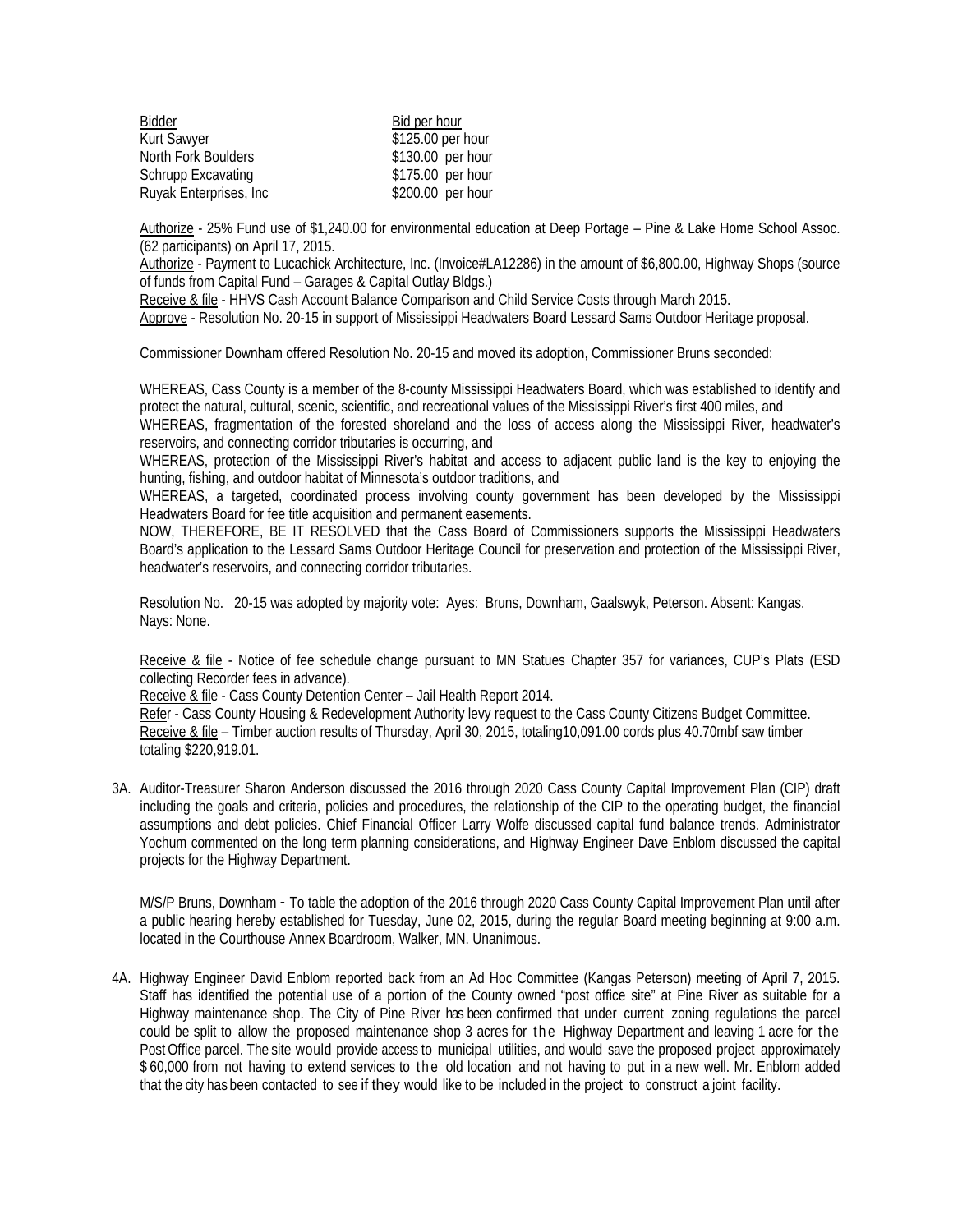| Bidder | Bid per hour |
|---|---|
| Kurt Sawyer | $125.00 per hour |
| North Fork Boulders | $130.00 per hour |
| Schrupp Excavating | $175.00 per hour |
| Ruyak Enterprises, Inc | $200.00 per hour |

Authorize - 25% Fund use of $1,240.00 for environmental education at Deep Portage – Pine & Lake Home School Assoc. (62 participants) on April 17, 2015.

Authorize - Payment to Lucachick Architecture, Inc. (Invoice#LA12286) in the amount of $6,800.00, Highway Shops (source of funds from Capital Fund – Garages & Capital Outlay Bldgs.)

Receive & file - HHVS Cash Account Balance Comparison and Child Service Costs through March 2015.

Approve - Resolution No. 20-15 in support of Mississippi Headwaters Board Lessard Sams Outdoor Heritage proposal.

Commissioner Downham offered Resolution No. 20-15 and moved its adoption, Commissioner Bruns seconded:

WHEREAS, Cass County is a member of the 8-county Mississippi Headwaters Board, which was established to identify and protect the natural, cultural, scenic, scientific, and recreational values of the Mississippi River's first 400 miles, and

WHEREAS, fragmentation of the forested shoreland and the loss of access along the Mississippi River, headwater's reservoirs, and connecting corridor tributaries is occurring, and

WHEREAS, protection of the Mississippi River's habitat and access to adjacent public land is the key to enjoying the hunting, fishing, and outdoor habitat of Minnesota's outdoor traditions, and

WHEREAS, a targeted, coordinated process involving county government has been developed by the Mississippi Headwaters Board for fee title acquisition and permanent easements.

NOW, THEREFORE, BE IT RESOLVED that the Cass Board of Commissioners supports the Mississippi Headwaters Board's application to the Lessard Sams Outdoor Heritage Council for preservation and protection of the Mississippi River, headwater's reservoirs, and connecting corridor tributaries.

Resolution No. 20-15 was adopted by majority vote: Ayes: Bruns, Downham, Gaalswyk, Peterson. Absent: Kangas. Nays: None.

Receive & file - Notice of fee schedule change pursuant to MN Statues Chapter 357 for variances, CUP's Plats (ESD collecting Recorder fees in advance).

Receive & file - Cass County Detention Center – Jail Health Report 2014.

Refer - Cass County Housing & Redevelopment Authority levy request to the Cass County Citizens Budget Committee.

Receive & file – Timber auction results of Thursday, April 30, 2015, totaling10,091.00 cords plus 40.70mbf saw timber totaling $220,919.01.

3A. Auditor-Treasurer Sharon Anderson discussed the 2016 through 2020 Cass County Capital Improvement Plan (CIP) draft including the goals and criteria, policies and procedures, the relationship of the CIP to the operating budget, the financial assumptions and debt policies. Chief Financial Officer Larry Wolfe discussed capital fund balance trends. Administrator Yochum commented on the long term planning considerations, and Highway Engineer Dave Enblom discussed the capital projects for the Highway Department.

M/S/P Bruns, Downham - To table the adoption of the 2016 through 2020 Cass County Capital Improvement Plan until after a public hearing hereby established for Tuesday, June 02, 2015, during the regular Board meeting beginning at 9:00 a.m. located in the Courthouse Annex Boardroom, Walker, MN. Unanimous.

4A. Highway Engineer David Enblom reported back from an Ad Hoc Committee (Kangas Peterson) meeting of April 7, 2015. Staff has identified the potential use of a portion of the County owned "post office site" at Pine River as suitable for a Highway maintenance shop. The City of Pine River has been confirmed that under current zoning regulations the parcel could be split to allow the proposed maintenance shop 3 acres for the Highway Department and leaving 1 acre for the Post Office parcel. The site would provide access to municipal utilities, and would save the proposed project approximately $ 60,000 from not having to extend services to the old location and not having to put in a new well. Mr. Enblom added that the city has been contacted to see if they would like to be included in the project to construct a joint facility.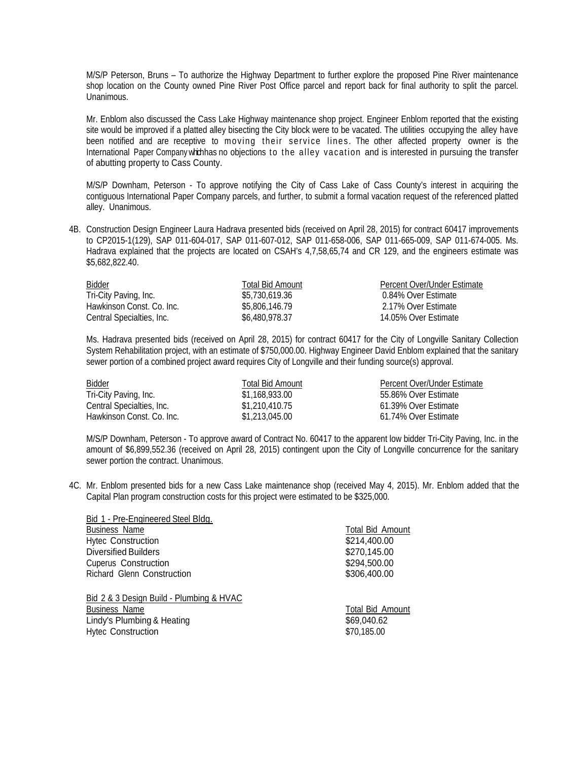M/S/P Peterson, Bruns – To authorize the Highway Department to further explore the proposed Pine River maintenance shop location on the County owned Pine River Post Office parcel and report back for final authority to split the parcel. Unanimous.

Mr. Enblom also discussed the Cass Lake Highway maintenance shop project. Engineer Enblom reported that the existing site would be improved if a platted alley bisecting the City block were to be vacated. The utilities occupying the alley have been notified and are receptive to moving their service lines. The other affected property owner is the International Paper Company which has no objections to the alley vacation and is interested in pursuing the transfer of abutting property to Cass County.

M/S/P Downham, Peterson - To approve notifying the City of Cass Lake of Cass County's interest in acquiring the contiguous International Paper Company parcels, and further, to submit a formal vacation request of the referenced platted alley. Unanimous.

4B. Construction Design Engineer Laura Hadrava presented bids (received on April 28, 2015) for contract 60417 improvements to CP2015-1(129), SAP 011-604-017, SAP 011-607-012, SAP 011-658-006, SAP 011-665-009, SAP 011-674-005. Ms. Hadrava explained that the projects are located on CSAH's 4,7,58,65,74 and CR 129, and the engineers estimate was $5,682,822.40.

| Bidder | Total Bid Amount | Percent Over/Under Estimate |
|---|---|---|
| Tri-City Paving, Inc. | $5,730,619.36 | 0.84% Over Estimate |
| Hawkinson Const. Co. Inc. | $5,806,146.79 | 2.17% Over Estimate |
| Central Specialties, Inc. | $6,480,978.37 | 14.05% Over Estimate |

Ms. Hadrava presented bids (received on April 28, 2015) for contract 60417 for the City of Longville Sanitary Collection System Rehabilitation project, with an estimate of $750,000.00. Highway Engineer David Enblom explained that the sanitary sewer portion of a combined project award requires City of Longville and their funding source(s) approval.

| Bidder | Total Bid Amount | Percent Over/Under Estimate |
|---|---|---|
| Tri-City Paving, Inc. | $1,168,933.00 | 55.86% Over Estimate |
| Central Specialties, Inc. | $1,210,410.75 | 61.39% Over Estimate |
| Hawkinson Const. Co. Inc. | $1,213,045.00 | 61.74% Over Estimate |

M/S/P Downham, Peterson - To approve award of Contract No. 60417 to the apparent low bidder Tri-City Paving, Inc. in the amount of $6,899,552.36 (received on April 28, 2015) contingent upon the City of Longville concurrence for the sanitary sewer portion the contract. Unanimous.

4C. Mr. Enblom presented bids for a new Cass Lake maintenance shop (received May 4, 2015). Mr. Enblom added that the Capital Plan program construction costs for this project were estimated to be $325,000.

Bid 1 - Pre-Engineered Steel Bldg.

| Business Name | Total Bid Amount |
|---|---|
| Hytec Construction | $214,400.00 |
| Diversified Builders | $270,145.00 |
| Cuperus Construction | $294,500.00 |
| Richard Glenn Construction | $306,400.00 |

Bid 2 & 3 Design Build - Plumbing & HVAC

| Business Name | Total Bid Amount |
|---|---|
| Lindy's Plumbing & Heating | $69,040.62 |
| Hytec Construction | $70,185.00 |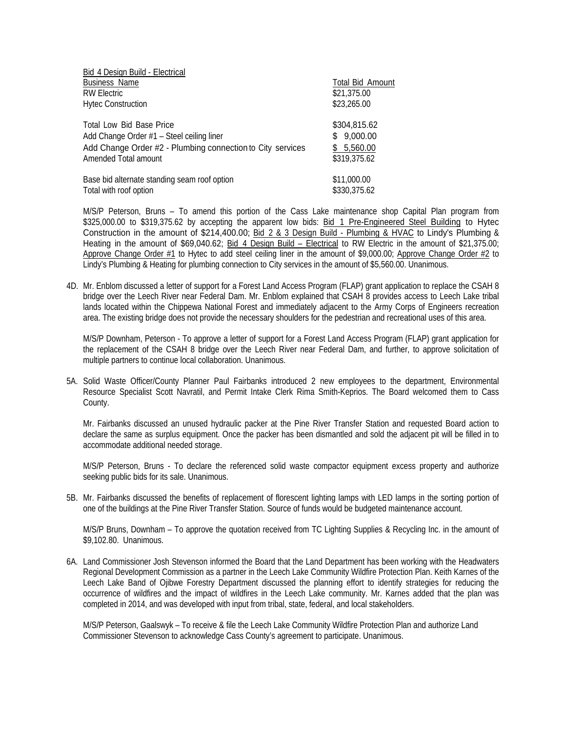Bid 4 Design Build - Electrical

| Business Name | Total Bid Amount |
|---|---|
| RW Electric | $21,375.00 |
| Hytec Construction | $23,265.00 |

| | |
|---|---|
| Total Low Bid Base Price | $304,815.62 |
| Add Change Order #1 – Steel ceiling liner | $ 9,000.00 |
| Add Change Order #2 - Plumbing connection to City services | $ 5,560.00 |
| Amended Total amount | $319,375.62 |
| | |
| Base bid alternate standing seam roof option | $11,000.00 |
| Total with roof option | $330,375.62 |

M/S/P Peterson, Bruns – To amend this portion of the Cass Lake maintenance shop Capital Plan program from $325,000.00 to $319,375.62 by accepting the apparent low bids: Bid 1 Pre-Engineered Steel Building to Hytec Construction in the amount of $214,400.00; Bid 2 & 3 Design Build - Plumbing & HVAC to Lindy's Plumbing & Heating in the amount of $69,040.62; Bid 4 Design Build – Electrical to RW Electric in the amount of $21,375.00; Approve Change Order #1 to Hytec to add steel ceiling liner in the amount of $9,000.00; Approve Change Order #2 to Lindy's Plumbing & Heating for plumbing connection to City services in the amount of $5,560.00. Unanimous.

4D. Mr. Enblom discussed a letter of support for a Forest Land Access Program (FLAP) grant application to replace the CSAH 8 bridge over the Leech River near Federal Dam. Mr. Enblom explained that CSAH 8 provides access to Leech Lake tribal lands located within the Chippewa National Forest and immediately adjacent to the Army Corps of Engineers recreation area. The existing bridge does not provide the necessary shoulders for the pedestrian and recreational uses of this area.

M/S/P Downham, Peterson - To approve a letter of support for a Forest Land Access Program (FLAP) grant application for the replacement of the CSAH 8 bridge over the Leech River near Federal Dam, and further, to approve solicitation of multiple partners to continue local collaboration. Unanimous.

5A. Solid Waste Officer/County Planner Paul Fairbanks introduced 2 new employees to the department, Environmental Resource Specialist Scott Navratil, and Permit Intake Clerk Rima Smith-Keprios. The Board welcomed them to Cass County.

Mr. Fairbanks discussed an unused hydraulic packer at the Pine River Transfer Station and requested Board action to declare the same as surplus equipment. Once the packer has been dismantled and sold the adjacent pit will be filled in to accommodate additional needed storage.

M/S/P Peterson, Bruns - To declare the referenced solid waste compactor equipment excess property and authorize seeking public bids for its sale. Unanimous.

5B. Mr. Fairbanks discussed the benefits of replacement of florescent lighting lamps with LED lamps in the sorting portion of one of the buildings at the Pine River Transfer Station. Source of funds would be budgeted maintenance account.

M/S/P Bruns, Downham – To approve the quotation received from TC Lighting Supplies & Recycling Inc. in the amount of $9,102.80. Unanimous.

6A. Land Commissioner Josh Stevenson informed the Board that the Land Department has been working with the Headwaters Regional Development Commission as a partner in the Leech Lake Community Wildfire Protection Plan. Keith Karnes of the Leech Lake Band of Ojibwe Forestry Department discussed the planning effort to identify strategies for reducing the occurrence of wildfires and the impact of wildfires in the Leech Lake community. Mr. Karnes added that the plan was completed in 2014, and was developed with input from tribal, state, federal, and local stakeholders.

M/S/P Peterson, Gaalswyk – To receive & file the Leech Lake Community Wildfire Protection Plan and authorize Land Commissioner Stevenson to acknowledge Cass County's agreement to participate. Unanimous.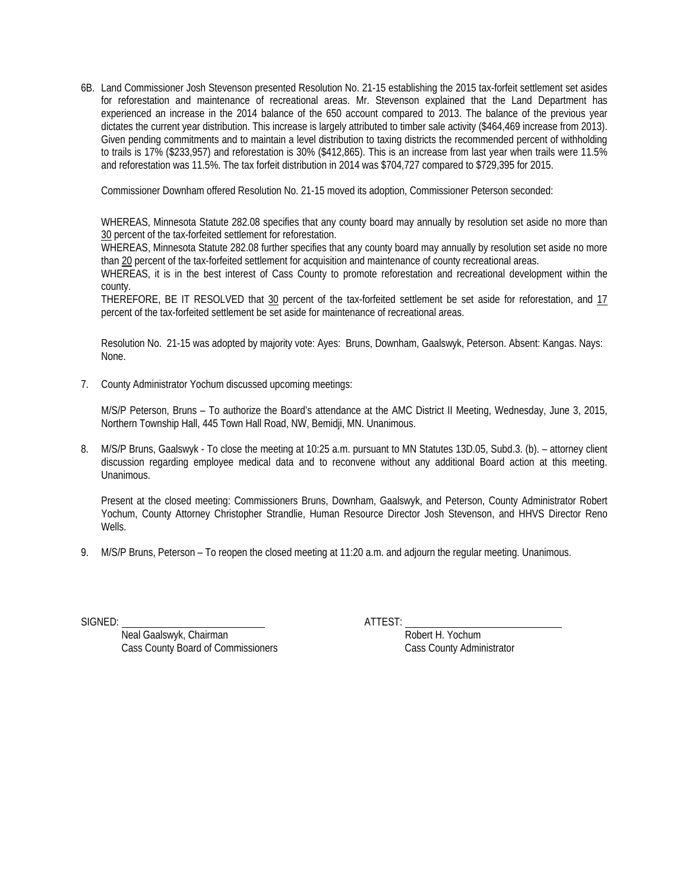6B. Land Commissioner Josh Stevenson presented Resolution No. 21-15 establishing the 2015 tax-forfeit settlement set asides for reforestation and maintenance of recreational areas. Mr. Stevenson explained that the Land Department has experienced an increase in the 2014 balance of the 650 account compared to 2013. The balance of the previous year dictates the current year distribution. This increase is largely attributed to timber sale activity ($464,469 increase from 2013). Given pending commitments and to maintain a level distribution to taxing districts the recommended percent of withholding to trails is 17% ($233,957) and reforestation is 30% ($412,865). This is an increase from last year when trails were 11.5% and reforestation was 11.5%. The tax forfeit distribution in 2014 was $704,727 compared to $729,395 for 2015.

Commissioner Downham offered Resolution No. 21-15 moved its adoption, Commissioner Peterson seconded:

WHEREAS, Minnesota Statute 282.08 specifies that any county board may annually by resolution set aside no more than 30 percent of the tax-forfeited settlement for reforestation.
WHEREAS, Minnesota Statute 282.08 further specifies that any county board may annually by resolution set aside no more than 20 percent of the tax-forfeited settlement for acquisition and maintenance of county recreational areas.
WHEREAS, it is in the best interest of Cass County to promote reforestation and recreational development within the county.
THEREFORE, BE IT RESOLVED that 30 percent of the tax-forfeited settlement be set aside for reforestation, and 17 percent of the tax-forfeited settlement be set aside for maintenance of recreational areas.

Resolution No. 21-15 was adopted by majority vote: Ayes: Bruns, Downham, Gaalswyk, Peterson. Absent: Kangas. Nays: None.

7. County Administrator Yochum discussed upcoming meetings:

M/S/P Peterson, Bruns – To authorize the Board's attendance at the AMC District II Meeting, Wednesday, June 3, 2015, Northern Township Hall, 445 Town Hall Road, NW, Bemidji, MN. Unanimous.

8. M/S/P Bruns, Gaalswyk - To close the meeting at 10:25 a.m. pursuant to MN Statutes 13D.05, Subd.3. (b). – attorney client discussion regarding employee medical data and to reconvene without any additional Board action at this meeting. Unanimous.

Present at the closed meeting: Commissioners Bruns, Downham, Gaalswyk, and Peterson, County Administrator Robert Yochum, County Attorney Christopher Strandlie, Human Resource Director Josh Stevenson, and HHVS Director Reno Wells.

9. M/S/P Bruns, Peterson – To reopen the closed meeting at 11:20 a.m. and adjourn the regular meeting. Unanimous.

SIGNED: ____________________________
Neal Gaalswyk, Chairman
Cass County Board of Commissioners

ATTEST: ____________________________
Robert H. Yochum
Cass County Administrator